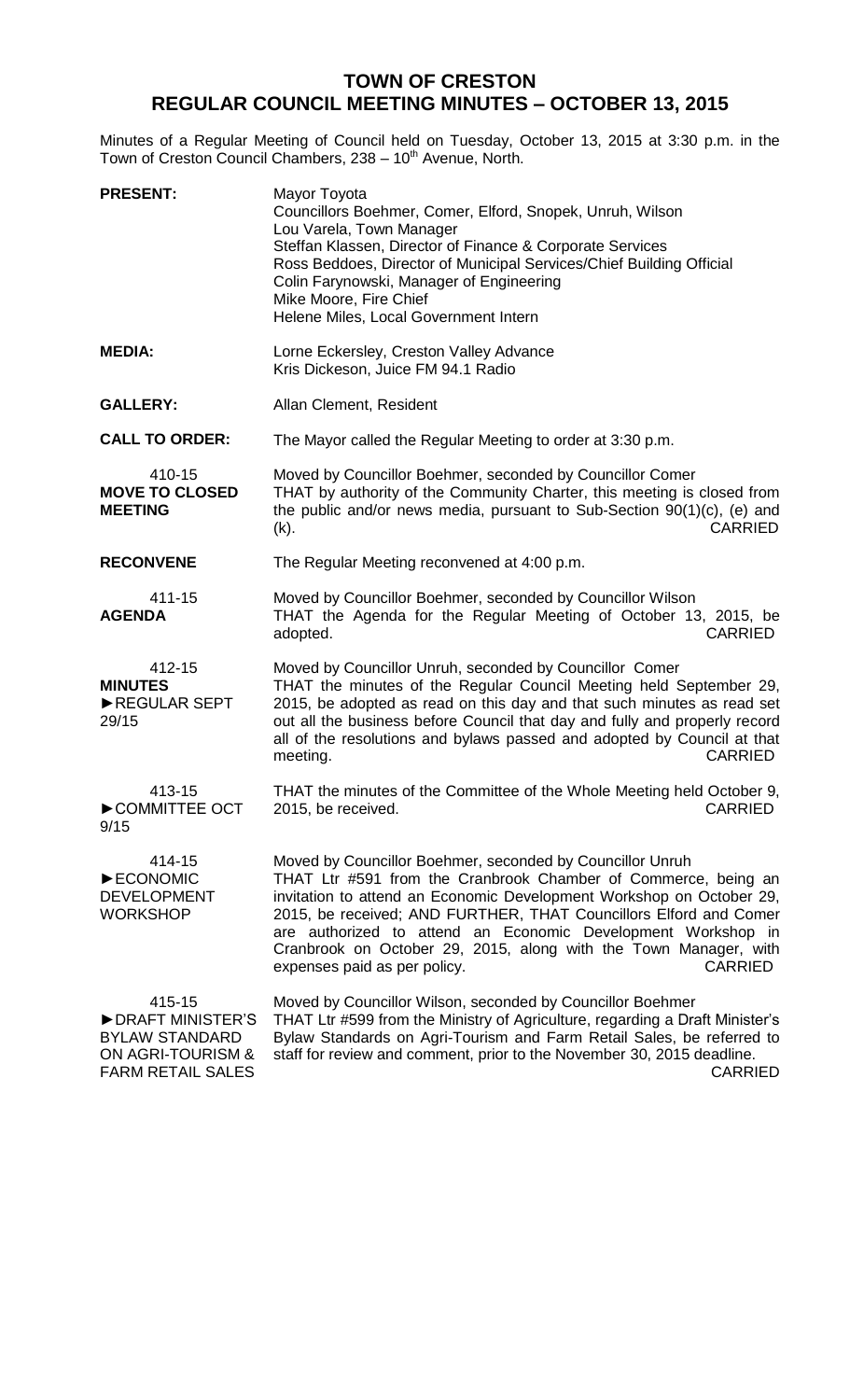# TOWN OF CRESTON
## REGULAR COUNCIL MEETING MINUTES – OCTOBER 13, 2015

Minutes of a Regular Meeting of Council held on Tuesday, October 13, 2015 at 3:30 p.m. in the Town of Creston Council Chambers, 238 – 10th Avenue, North.

**PRESENT:** Mayor Toyota
Councillors Boehmer, Comer, Elford, Snopek, Unruh, Wilson
Lou Varela, Town Manager
Steffan Klassen, Director of Finance & Corporate Services
Ross Beddoes, Director of Municipal Services/Chief Building Official
Colin Farynowski, Manager of Engineering
Mike Moore, Fire Chief
Helene Miles, Local Government Intern

**MEDIA:** Lorne Eckersley, Creston Valley Advance
Kris Dickeson, Juice FM 94.1 Radio

**GALLERY:** Allan Clement, Resident

**CALL TO ORDER:** The Mayor called the Regular Meeting to order at 3:30 p.m.

410-15
**MOVE TO CLOSED MEETING**

Moved by Councillor Boehmer, seconded by Councillor Comer
THAT by authority of the Community Charter, this meeting is closed from the public and/or news media, pursuant to Sub-Section 90(1)(c), (e) and (k). CARRIED

**RECONVENE** The Regular Meeting reconvened at 4:00 p.m.

411-15
**AGENDA**

Moved by Councillor Boehmer, seconded by Councillor Wilson
THAT the Agenda for the Regular Meeting of October 13, 2015, be adopted. CARRIED

412-15
**MINUTES**
►REGULAR SEPT 29/15

Moved by Councillor Unruh, seconded by Councillor Comer
THAT the minutes of the Regular Council Meeting held September 29, 2015, be adopted as read on this day and that such minutes as read set out all the business before Council that day and fully and properly record all of the resolutions and bylaws passed and adopted by Council at that meeting. CARRIED

413-15
►COMMITTEE OCT 9/15

THAT the minutes of the Committee of the Whole Meeting held October 9, 2015, be received. CARRIED

414-15
►ECONOMIC DEVELOPMENT WORKSHOP

Moved by Councillor Boehmer, seconded by Councillor Unruh
THAT Ltr #591 from the Cranbrook Chamber of Commerce, being an invitation to attend an Economic Development Workshop on October 29, 2015, be received; AND FURTHER, THAT Councillors Elford and Comer are authorized to attend an Economic Development Workshop in Cranbrook on October 29, 2015, along with the Town Manager, with expenses paid as per policy. CARRIED

415-15
►DRAFT MINISTER'S BYLAW STANDARD ON AGRI-TOURISM & FARM RETAIL SALES

Moved by Councillor Wilson, seconded by Councillor Boehmer
THAT Ltr #599 from the Ministry of Agriculture, regarding a Draft Minister's Bylaw Standards on Agri-Tourism and Farm Retail Sales, be referred to staff for review and comment, prior to the November 30, 2015 deadline. CARRIED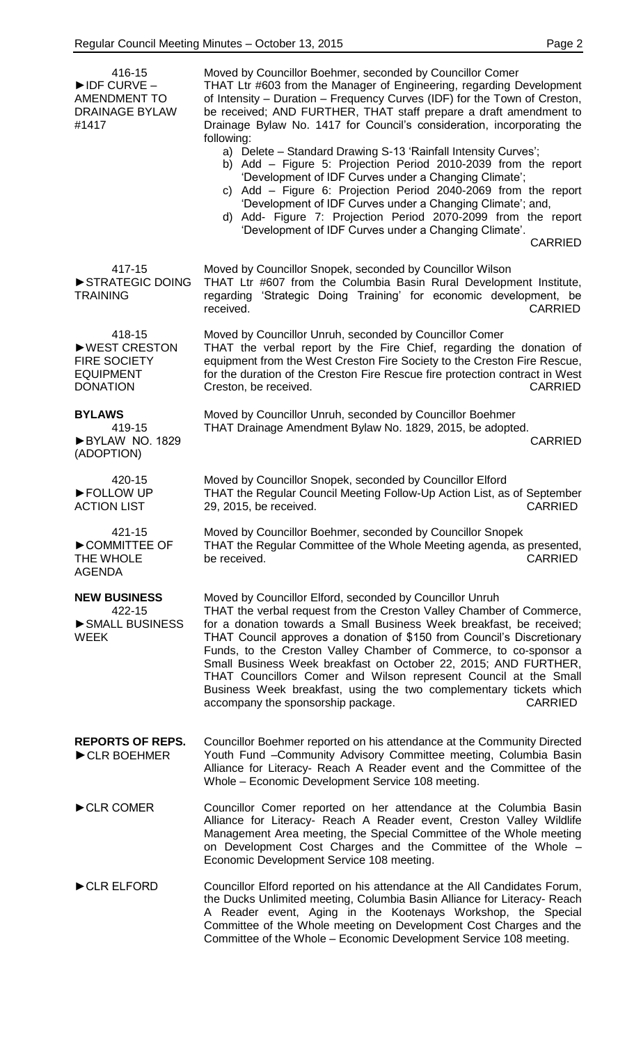416-15
►IDF CURVE – AMENDMENT TO DRAINAGE BYLAW #1417

Moved by Councillor Boehmer, seconded by Councillor Comer
THAT Ltr #603 from the Manager of Engineering, regarding Development of Intensity – Duration – Frequency Curves (IDF) for the Town of Creston, be received; AND FURTHER, THAT staff prepare a draft amendment to Drainage Bylaw No. 1417 for Council's consideration, incorporating the following:

a) Delete – Standard Drawing S-13 'Rainfall Intensity Curves';
b) Add – Figure 5: Projection Period 2010-2039 from the report 'Development of IDF Curves under a Changing Climate';
c) Add – Figure 6: Projection Period 2040-2069 from the report 'Development of IDF Curves under a Changing Climate'; and,
d) Add- Figure 7: Projection Period 2070-2099 from the report 'Development of IDF Curves under a Changing Climate'.

CARRIED

417-15
►STRATEGIC DOING TRAINING

Moved by Councillor Snopek, seconded by Councillor Wilson
THAT Ltr #607 from the Columbia Basin Rural Development Institute, regarding 'Strategic Doing Training' for economic development, be received. CARRIED

418-15
►WEST CRESTON FIRE SOCIETY EQUIPMENT DONATION

Moved by Councillor Unruh, seconded by Councillor Comer
THAT the verbal report by the Fire Chief, regarding the donation of equipment from the West Creston Fire Society to the Creston Fire Rescue, for the duration of the Creston Fire Rescue fire protection contract in West Creston, be received. CARRIED

**BYLAWS**

419-15
►BYLAW NO. 1829 (ADOPTION)

Moved by Councillor Unruh, seconded by Councillor Boehmer
THAT Drainage Amendment Bylaw No. 1829, 2015, be adopted.
CARRIED

420-15
►FOLLOW UP ACTION LIST

Moved by Councillor Snopek, seconded by Councillor Elford
THAT the Regular Council Meeting Follow-Up Action List, as of September 29, 2015, be received. CARRIED

421-15
►COMMITTEE OF THE WHOLE AGENDA

Moved by Councillor Boehmer, seconded by Councillor Snopek
THAT the Regular Committee of the Whole Meeting agenda, as presented, be received. CARRIED

**NEW BUSINESS**

422-15
►SMALL BUSINESS WEEK

Moved by Councillor Elford, seconded by Councillor Unruh
THAT the verbal request from the Creston Valley Chamber of Commerce, for a donation towards a Small Business Week breakfast, be received; THAT Council approves a donation of $150 from Council's Discretionary Funds, to the Creston Valley Chamber of Commerce, to co-sponsor a Small Business Week breakfast on October 22, 2015; AND FURTHER, THAT Councillors Comer and Wilson represent Council at the Small Business Week breakfast, using the two complementary tickets which accompany the sponsorship package. CARRIED

**REPORTS OF REPS.**

►CLR BOEHMER

Councillor Boehmer reported on his attendance at the Community Directed Youth Fund –Community Advisory Committee meeting, Columbia Basin Alliance for Literacy- Reach A Reader event and the Committee of the Whole – Economic Development Service 108 meeting.

►CLR COMER

Councillor Comer reported on her attendance at the Columbia Basin Alliance for Literacy- Reach A Reader event, Creston Valley Wildlife Management Area meeting, the Special Committee of the Whole meeting on Development Cost Charges and the Committee of the Whole – Economic Development Service 108 meeting.

►CLR ELFORD

Councillor Elford reported on his attendance at the All Candidates Forum, the Ducks Unlimited meeting, Columbia Basin Alliance for Literacy- Reach A Reader event, Aging in the Kootenays Workshop, the Special Committee of the Whole meeting on Development Cost Charges and the Committee of the Whole – Economic Development Service 108 meeting.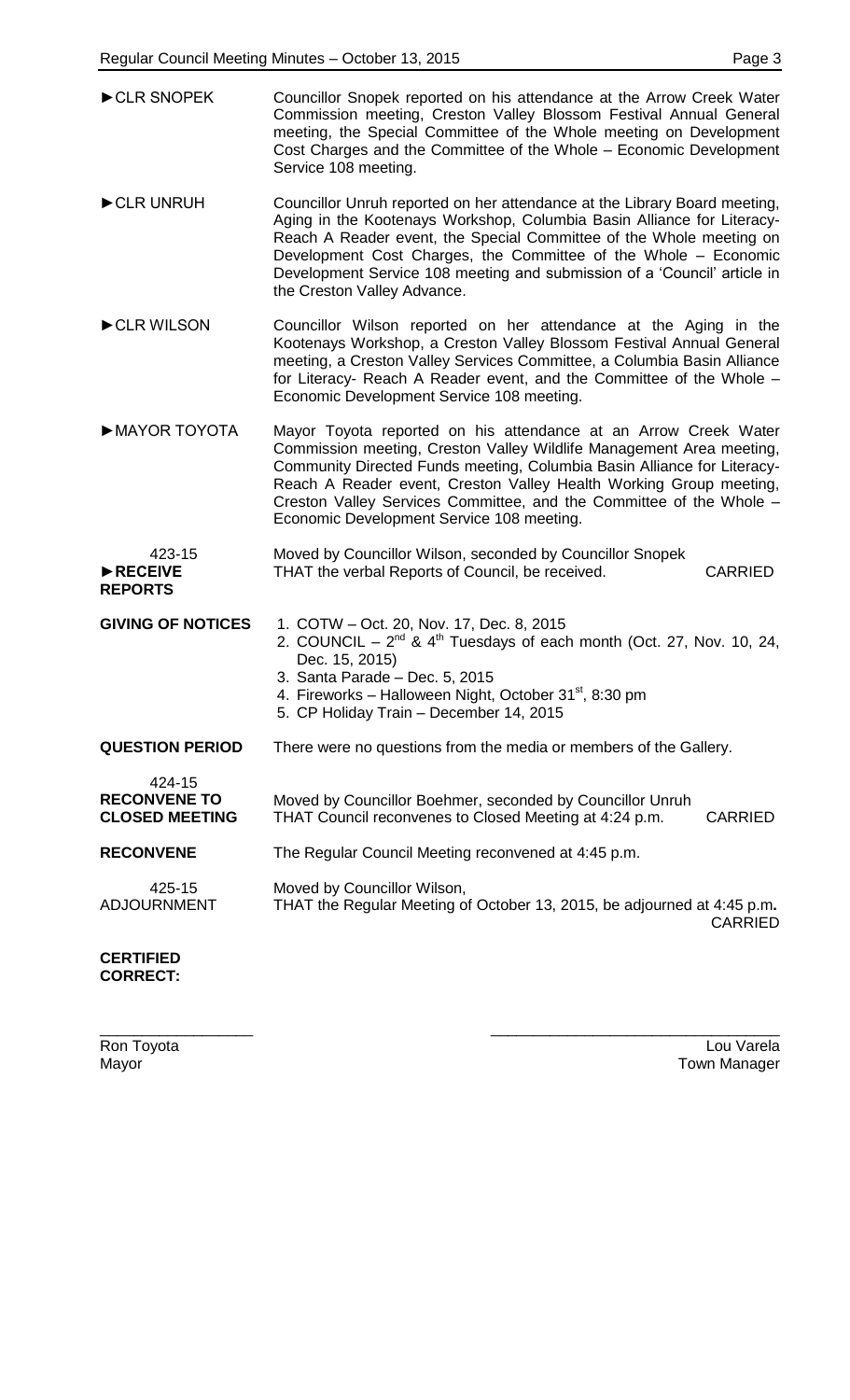**►CLR SNOPEK** Councillor Snopek reported on his attendance at the Arrow Creek Water Commission meeting, Creston Valley Blossom Festival Annual General meeting, the Special Committee of the Whole meeting on Development Cost Charges and the Committee of the Whole – Economic Development Service 108 meeting.

**►CLR UNRUH** Councillor Unruh reported on her attendance at the Library Board meeting, Aging in the Kootenays Workshop, Columbia Basin Alliance for Literacy-Reach A Reader event, the Special Committee of the Whole meeting on Development Cost Charges, the Committee of the Whole – Economic Development Service 108 meeting and submission of a 'Council' article in the Creston Valley Advance.

**►CLR WILSON** Councillor Wilson reported on her attendance at the Aging in the Kootenays Workshop, a Creston Valley Blossom Festival Annual General meeting, a Creston Valley Services Committee, a Columbia Basin Alliance for Literacy- Reach A Reader event, and the Committee of the Whole – Economic Development Service 108 meeting.

**►MAYOR TOYOTA** Mayor Toyota reported on his attendance at an Arrow Creek Water Commission meeting, Creston Valley Wildlife Management Area meeting, Community Directed Funds meeting, Columbia Basin Alliance for Literacy-Reach A Reader event, Creston Valley Health Working Group meeting, Creston Valley Services Committee, and the Committee of the Whole – Economic Development Service 108 meeting.

423-15
**►RECEIVE REPORTS**

Moved by Councillor Wilson, seconded by Councillor Snopek
THAT the verbal Reports of Council, be received. CARRIED

**GIVING OF NOTICES**

1. COTW – Oct. 20, Nov. 17, Dec. 8, 2015
2. COUNCIL – 2nd & 4th Tuesdays of each month (Oct. 27, Nov. 10, 24, Dec. 15, 2015)
3. Santa Parade – Dec. 5, 2015
4. Fireworks – Halloween Night, October 31st, 8:30 pm
5. CP Holiday Train – December 14, 2015

**QUESTION PERIOD** There were no questions from the media or members of the Gallery.

424-15
**RECONVENE TO CLOSED MEETING**

Moved by Councillor Boehmer, seconded by Councillor Unruh
THAT Council reconvenes to Closed Meeting at 4:24 p.m. CARRIED

**RECONVENE** The Regular Council Meeting reconvened at 4:45 p.m.

425-15
ADJOURNMENT

Moved by Councillor Wilson,
THAT the Regular Meeting of October 13, 2015, be adjourned at 4:45 p.m. CARRIED

**CERTIFIED CORRECT:**

\_\_\_\_\_\_\_\_\_\_\_\_\_\_\_\_\_\_
Ron Toyota
Mayor

\_\_\_\_\_\_\_\_\_\_\_\_\_\_\_\_\_\_
Lou Varela
Town Manager